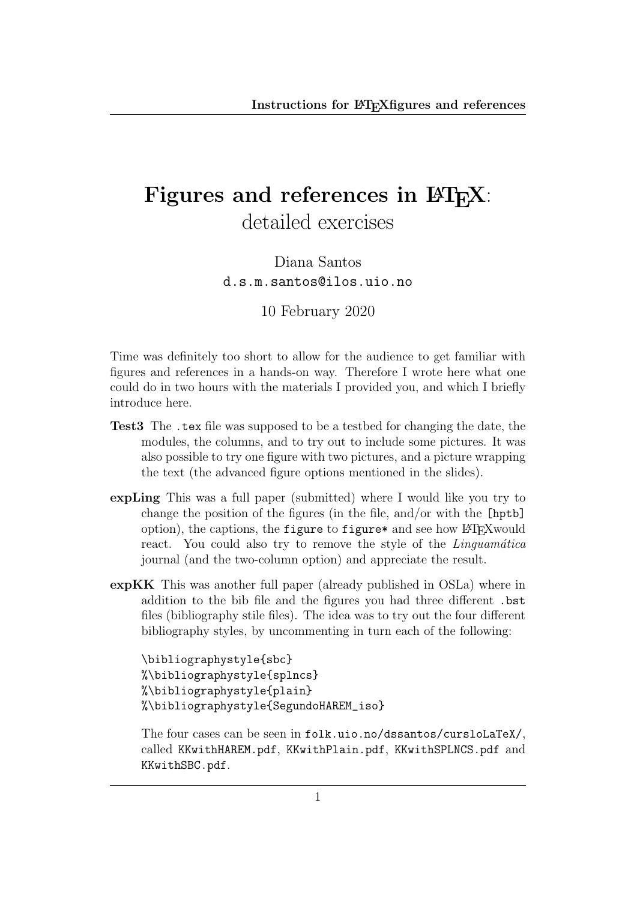# Figures and references in LaTeX: detailed exercises

Diana Santos
d.s.m.santos@ilos.uio.no

10 February 2020

Time was definitely too short to allow for the audience to get familiar with figures and references in a hands-on way. Therefore I wrote here what one could do in two hours with the materials I provided you, and which I briefly introduce here.

**Test3** The `.tex` file was supposed to be a testbed for changing the date, the modules, the columns, and to try out to include some pictures. It was also possible to try one figure with two pictures, and a picture wrapping the text (the advanced figure options mentioned in the slides).

**expLing** This was a full paper (submitted) where I would like you try to change the position of the figures (in the file, and/or with the `[hptb]` option), the captions, the `figure` to `figure*` and see how LaTeXwould react. You could also try to remove the style of the *Linguamática* journal (and the two-column option) and appreciate the result.

**expKK** This was another full paper (already published in OSLa) where in addition to the bib file and the figures you had three different `.bst` files (bibliography stile files). The idea was to try out the four different bibliography styles, by uncommenting in turn each of the following:

```
\bibliographystyle{sbc}
%\bibliographystyle{splncs}
%\bibliographystyle{plain}
%\bibliographystyle{SegundoHAREM_iso}
```

The four cases can be seen in `folk.uio.no/dssantos/cursloLaTeX/`, called `KKwithHAREM.pdf`, `KKwithPlain.pdf`, `KKwithSPLNCS.pdf` and `KKwithSBC.pdf`.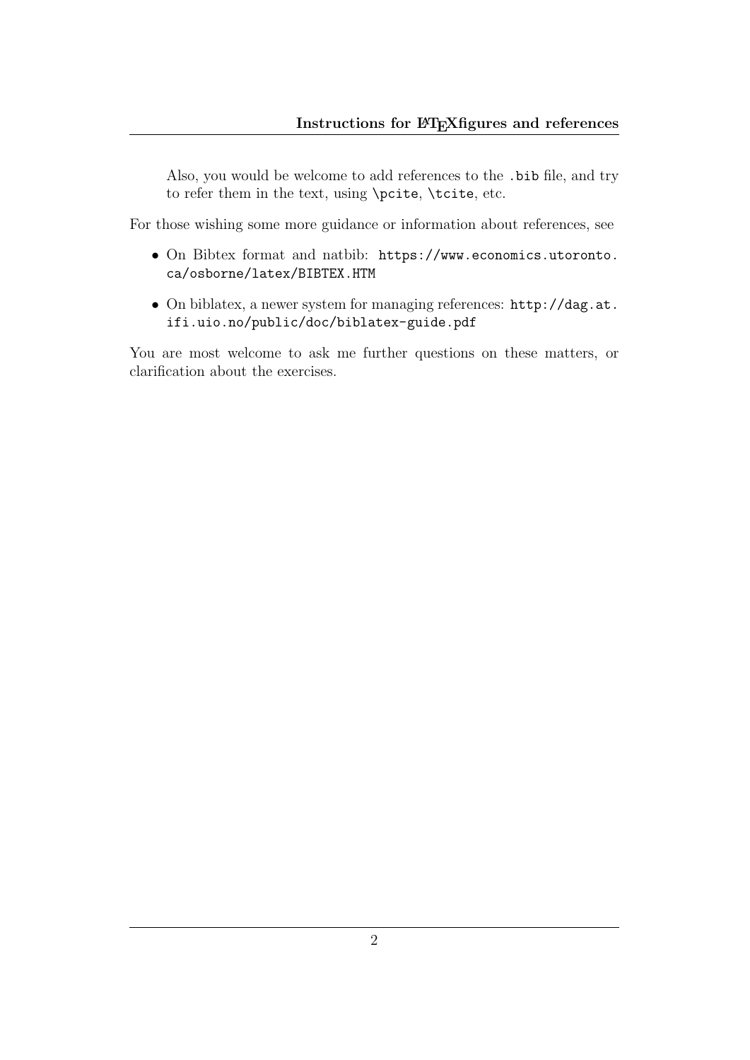Also, you would be welcome to add references to the `.bib` file, and try to refer them in the text, using `\pcite`, `\tcite`, etc.

For those wishing some more guidance or information about references, see

- On Bibtex format and natbib: `https://www.economics.utoronto.ca/osborne/latex/BIBTEX.HTM`
- On biblatex, a newer system for managing references: `http://dag.at.ifi.uio.no/public/doc/biblatex-guide.pdf`

You are most welcome to ask me further questions on these matters, or clarification about the exercises.